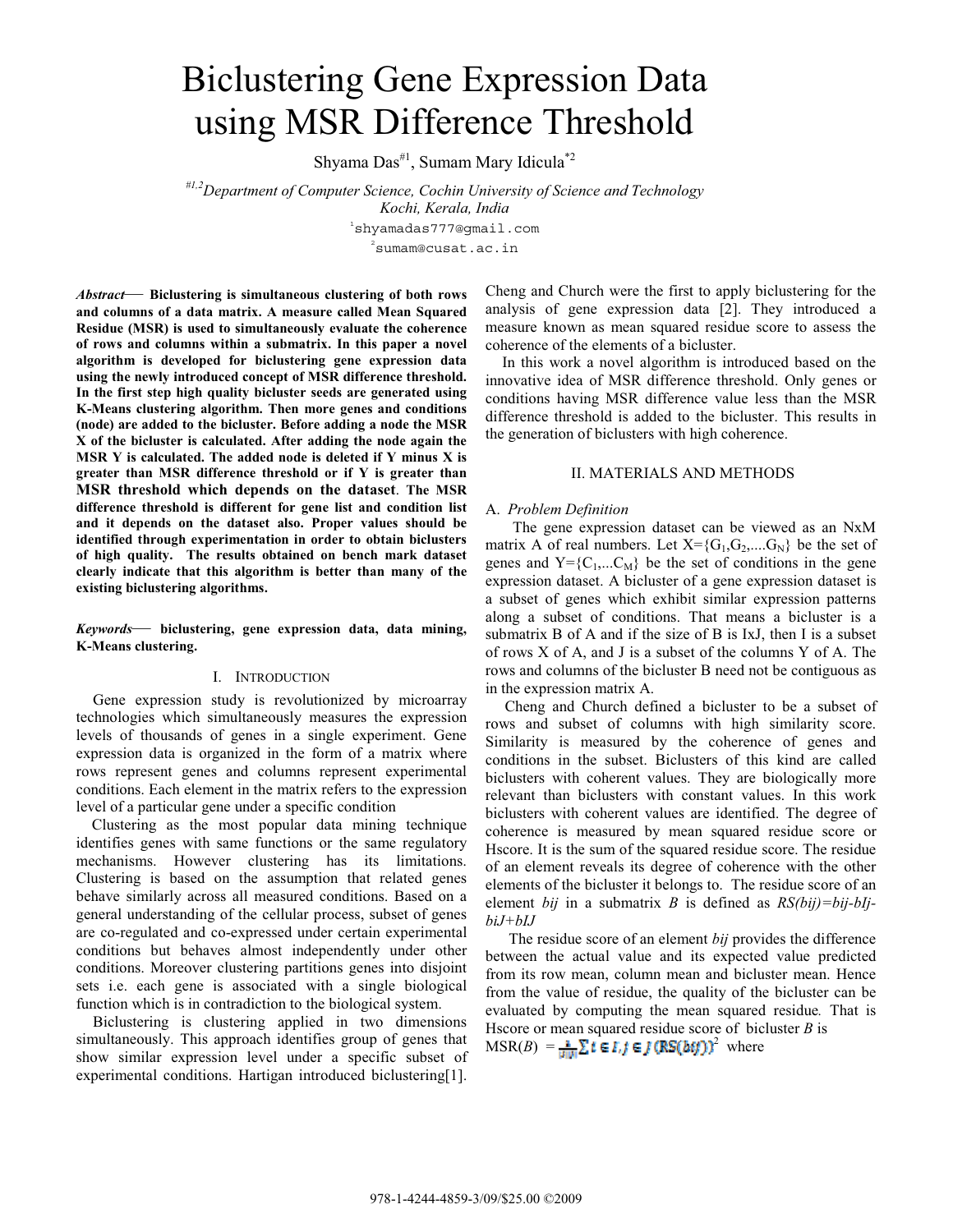# Biclustering Gene Expression Data using MSR Difference Threshold

Shyama Das[#1], Sumam Mary Idicula[*2]

[#1,2]*Department of Computer Science, Cochin University of Science and Technology Kochi, Kerala, India*

[1]shyamadas777@gmail.com

[2]sumam@cusat.ac.in

***Abstract*— Biclustering is simultaneous clustering of both rows and columns of a data matrix. A measure called Mean Squared Residue (MSR) is used to simultaneously evaluate the coherence of rows and columns within a submatrix. In this paper a novel algorithm is developed for biclustering gene expression data using the newly introduced concept of MSR difference threshold. In the first step high quality bicluster seeds are generated using K-Means clustering algorithm. Then more genes and conditions (node) are added to the bicluster. Before adding a node the MSR X of the bicluster is calculated. After adding the node again the MSR Y is calculated. The added node is deleted if Y minus X is greater than MSR difference threshold or if Y is greater than MSR threshold which depends on the dataset. The MSR difference threshold is different for gene list and condition list and it depends on the dataset also. Proper values should be identified through experimentation in order to obtain biclusters of high quality. The results obtained on bench mark dataset clearly indicate that this algorithm is better than many of the existing biclustering algorithms.**

***Keywords*— biclustering, gene expression data, data mining, K-Means clustering.**

## I. Introduction

Gene expression study is revolutionized by microarray technologies which simultaneously measures the expression levels of thousands of genes in a single experiment. Gene expression data is organized in the form of a matrix where rows represent genes and columns represent experimental conditions. Each element in the matrix refers to the expression level of a particular gene under a specific condition

Clustering as the most popular data mining technique identifies genes with same functions or the same regulatory mechanisms. However clustering has its limitations. Clustering is based on the assumption that related genes behave similarly across all measured conditions. Based on a general understanding of the cellular process, subset of genes are co-regulated and co-expressed under certain experimental conditions but behaves almost independently under other conditions. Moreover clustering partitions genes into disjoint sets i.e. each gene is associated with a single biological function which is in contradiction to the biological system.

Biclustering is clustering applied in two dimensions simultaneously. This approach identifies group of genes that show similar expression level under a specific subset of experimental conditions. Hartigan introduced biclustering[1]. Cheng and Church were the first to apply biclustering for the analysis of gene expression data [2]. They introduced a measure known as mean squared residue score to assess the coherence of the elements of a bicluster.

In this work a novel algorithm is introduced based on the innovative idea of MSR difference threshold. Only genes or conditions having MSR difference value less than the MSR difference threshold is added to the bicluster. This results in the generation of biclusters with high coherence.

## II. Materials and Methods

### A. *Problem Definition*

The gene expression dataset can be viewed as an NxM matrix A of real numbers. Let $X=\{G_1,G_2,....G_N\}$ be the set of genes and $Y=\{C_1,...C_M\}$ be the set of conditions in the gene expression dataset. A bicluster of a gene expression dataset is a subset of genes which exhibit similar expression patterns along a subset of conditions. That means a bicluster is a submatrix B of A and if the size of B is IxJ, then I is a subset of rows X of A, and J is a subset of the columns Y of A. The rows and columns of the bicluster B need not be contiguous as in the expression matrix A.

Cheng and Church defined a bicluster to be a subset of rows and subset of columns with high similarity score. Similarity is measured by the coherence of genes and conditions in the subset. Biclusters of this kind are called biclusters with coherent values. They are biologically more relevant than biclusters with constant values. In this work biclusters with coherent values are identified. The degree of coherence is measured by mean squared residue score or Hscore. It is the sum of the squared residue score. The residue of an element reveals its degree of coherence with the other elements of the bicluster it belongs to. The residue score of an element *bij* in a submatrix *B* is defined as $RS(b_{ij})=b_{ij}-b_{Ij}-b_{iJ}+b_{IJ}$

The residue score of an element *bij* provides the difference between the actual value and its expected value predicted from its row mean, column mean and bicluster mean. Hence from the value of residue, the quality of the bicluster can be evaluated by computing the mean squared residue. That is Hscore or mean squared residue score of bicluster *B* is

$MSR(B) = \frac{1}{|I||J|}\sum_{i \in I, j \in J} (RS(b_{ij}))^2$ where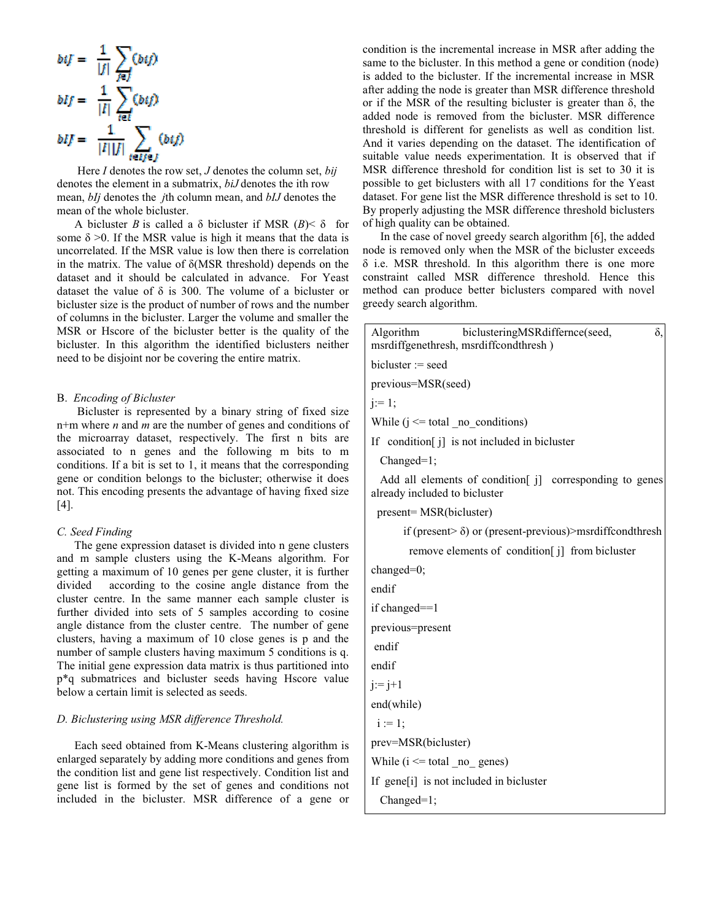$$b_{iJ} = \frac{1}{|J|} \sum_{j \in J} (b_{ij})$$

$$b_{Ij} = \frac{1}{|I|} \sum_{i \in I} (b_{ij})$$

$$b_{IJ} = \frac{1}{|I||J|} \sum_{i \in I, j \in J} (b_{ij})$$

Here $I$ denotes the row set, $J$ denotes the column set, $b_{ij}$ denotes the element in a submatrix, $b_{iJ}$ denotes the ith row mean, $b_{Ij}$ denotes the $j$th column mean, and $b_{IJ}$ denotes the mean of the whole bicluster.

A bicluster $B$ is called a δ bicluster if MSR $(B) < \delta$ for some $\delta > 0$. If the MSR value is high it means that the data is uncorrelated. If the MSR value is low then there is correlation in the matrix. The value of δ(MSR threshold) depends on the dataset and it should be calculated in advance. For Yeast dataset the value of δ is 300. The volume of a bicluster or bicluster size is the product of number of rows and the number of columns in the bicluster. Larger the volume and smaller the MSR or Hscore of the bicluster better is the quality of the bicluster. In this algorithm the identified biclusters neither need to be disjoint nor be covering the entire matrix.

## B. *Encoding of Bicluster*

Bicluster is represented by a binary string of fixed size n+m where *n* and *m* are the number of genes and conditions of the microarray dataset, respectively. The first n bits are associated to n genes and the following m bits to m conditions. If a bit is set to 1, it means that the corresponding gene or condition belongs to the bicluster; otherwise it does not. This encoding presents the advantage of having fixed size [4].

## *C. Seed Finding*

The gene expression dataset is divided into n gene clusters and m sample clusters using the K-Means algorithm. For getting a maximum of 10 genes per gene cluster, it is further divided according to the cosine angle distance from the cluster centre. In the same manner each sample cluster is further divided into sets of 5 samples according to cosine angle distance from the cluster centre. The number of gene clusters, having a maximum of 10 close genes is p and the number of sample clusters having maximum 5 conditions is q. The initial gene expression data matrix is thus partitioned into p*q submatrices and bicluster seeds having Hscore value below a certain limit is selected as seeds.

## *D. Biclustering using MSR difference Threshold.*

Each seed obtained from K-Means clustering algorithm is enlarged separately by adding more conditions and genes from the condition list and gene list respectively. Condition list and gene list is formed by the set of genes and conditions not included in the bicluster. MSR difference of a gene or condition is the incremental increase in MSR after adding the same to the bicluster. In this method a gene or condition (node) is added to the bicluster. If the incremental increase in MSR after adding the node is greater than MSR difference threshold or if the MSR of the resulting bicluster is greater than δ, the added node is removed from the bicluster. MSR difference threshold is different for genelists as well as condition list. And it varies depending on the dataset. The identification of suitable value needs experimentation. It is observed that if MSR difference threshold for condition list is set to 30 it is possible to get biclusters with all 17 conditions for the Yeast dataset. For gene list the MSR difference threshold is set to 10. By properly adjusting the MSR difference threshold biclusters of high quality can be obtained.

In the case of novel greedy search algorithm [6], the added node is removed only when the MSR of the bicluster exceeds δ i.e. MSR threshold. In this algorithm there is one more constraint called MSR difference threshold. Hence this method can produce better biclusters compared with novel greedy search algorithm.

```
Algorithm biclusteringMSRdiffernce(seed, δ, msrdiffgenethresh, msrdiffcondthresh )
bicluster := seed
previous=MSR(seed)
j:= 1;
While (j <= total _no_conditions)
If  condition[ j]  is not included in bicluster
  Changed=1;
  Add all elements of condition[ j]  corresponding to genes already included to bicluster
  present= MSR(bicluster)
        if (present> δ) or (present-previous)>msrdiffcondthresh
          remove elements of  condition[ j]  from bicluster
changed=0;
endif
if changed==1
previous=present
 endif
endif
j:= j+1
end(while)
 i := 1;
prev=MSR(bicluster)
While (i <= total _no_ genes)
If  gene[i]  is not included in bicluster
  Changed=1;
```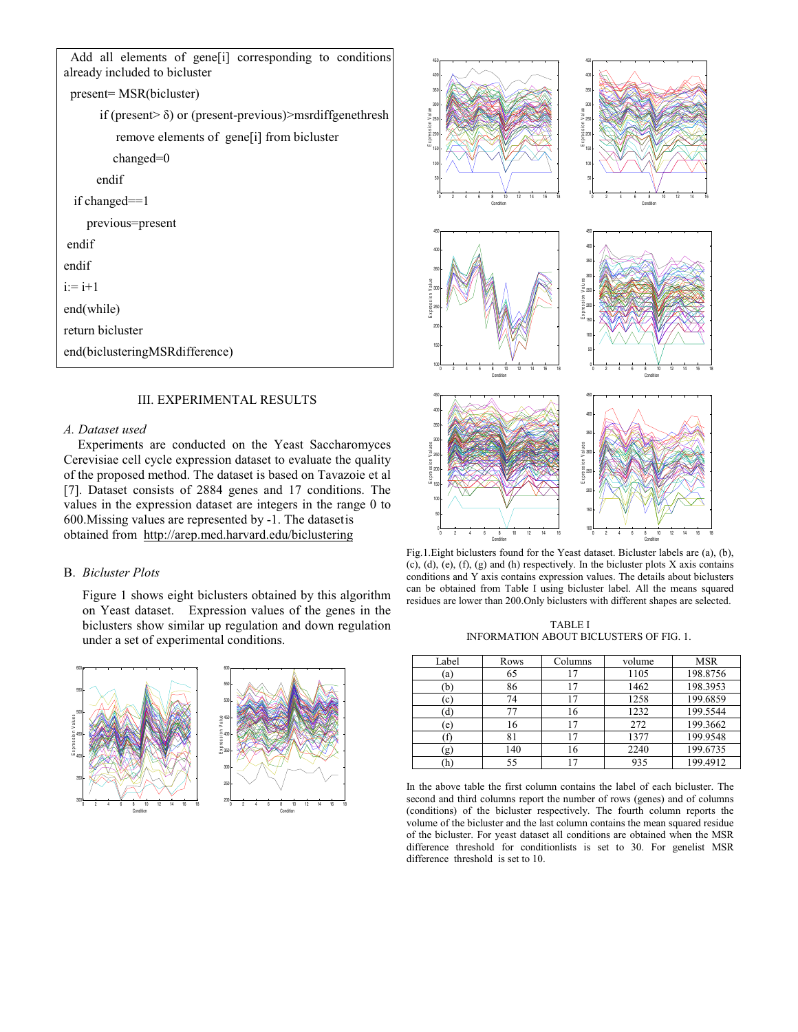```
  Add all elements of gene[i] corresponding to conditions
already included to bicluster
  present= MSR(bicluster)
        if (present> δ) or (present-previous)>msrdiffgenethresh
            remove elements of gene[i] from bicluster
            changed=0
        endif
    if changed==1
        previous=present
  endif
endif
i:= i+1
end(while)
return bicluster
end(biclusteringMSRdifference)
```

## III. EXPERIMENTAL RESULTS

### A. *Dataset used*

Experiments are conducted on the Yeast Saccharomyces Cerevisiae cell cycle expression dataset to evaluate the quality of the proposed method. The dataset is based on Tavazoie et al [7]. Dataset consists of 2884 genes and 17 conditions. The values in the expression dataset are integers in the range 0 to 600.Missing values are represented by -1. The datasetis obtained from http://arep.med.harvard.edu/biclustering

### B. *Bicluster Plots*

Figure 1 shows eight biclusters obtained by this algorithm on Yeast dataset. Expression values of the genes in the biclusters show similar up regulation and down regulation under a set of experimental conditions.

Fig.1.Eight biclusters found for the Yeast dataset. Bicluster labels are (a), (b), (c), (d), (e), (f), (g) and (h) respectively. In the bicluster plots X axis contains conditions and Y axis contains expression values. The details about biclusters can be obtained from Table I using bicluster label. All the means squared residues are lower than 200.Only biclusters with different shapes are selected.

TABLE I
INFORMATION ABOUT BICLUSTERS OF FIG. 1.

| Label | Rows | Columns | volume | MSR |
|---|---|---|---|---|
| (a) | 65 | 17 | 1105 | 198.8756 |
| (b) | 86 | 17 | 1462 | 198.3953 |
| (c) | 74 | 17 | 1258 | 199.6859 |
| (d) | 77 | 16 | 1232 | 199.5544 |
| (e) | 16 | 17 | 272 | 199.3662 |
| (f) | 81 | 17 | 1377 | 199.9548 |
| (g) | 140 | 16 | 2240 | 199.6735 |
| (h) | 55 | 17 | 935 | 199.4912 |

In the above table the first column contains the label of each bicluster. The second and third columns report the number of rows (genes) and of columns (conditions) of the bicluster respectively. The fourth column reports the volume of the bicluster and the last column contains the mean squared residue of the bicluster. For yeast dataset all conditions are obtained when the MSR difference threshold for conditionlists is set to 30. For genelist MSR difference threshold is set to 10.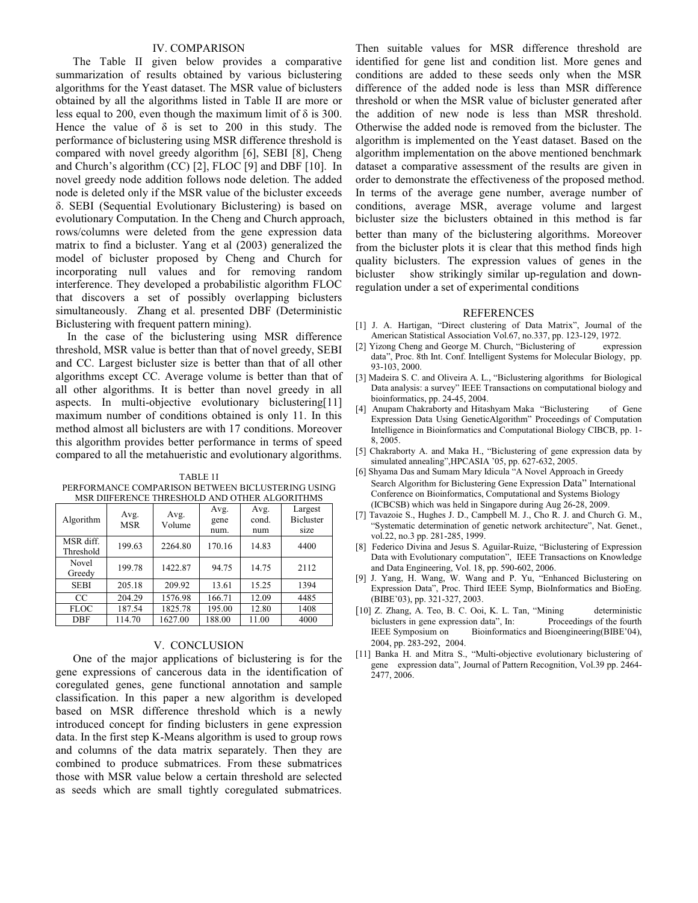## IV. COMPARISON

The Table II given below provides a comparative summarization of results obtained by various biclustering algorithms for the Yeast dataset. The MSR value of biclusters obtained by all the algorithms listed in Table II are more or less equal to 200, even though the maximum limit of δ is 300. Hence the value of δ is set to 200 in this study. The performance of biclustering using MSR difference threshold is compared with novel greedy algorithm [6], SEBI [8], Cheng and Church's algorithm (CC) [2], FLOC [9] and DBF [10]. In novel greedy node addition follows node deletion. The added node is deleted only if the MSR value of the bicluster exceeds δ. SEBI (Sequential Evolutionary Biclustering) is based on evolutionary Computation. In the Cheng and Church approach, rows/columns were deleted from the gene expression data matrix to find a bicluster. Yang et al (2003) generalized the model of bicluster proposed by Cheng and Church for incorporating null values and for removing random interference. They developed a probabilistic algorithm FLOC that discovers a set of possibly overlapping biclusters simultaneously. Zhang et al. presented DBF (Deterministic Biclustering with frequent pattern mining).

In the case of the biclustering using MSR difference threshold, MSR value is better than that of novel greedy, SEBI and CC. Largest bicluster size is better than that of all other algorithms except CC. Average volume is better than that of all other algorithms. It is better than novel greedy in all aspects. In multi-objective evolutionary biclustering[11] maximum number of conditions obtained is only 11. In this method almost all biclusters are with 17 conditions. Moreover this algorithm provides better performance in terms of speed compared to all the metahueristic and evolutionary algorithms.

TABLE 1I
PERFORMANCE COMPARISON BETWEEN BICLUSTERING USING MSR DIIFERENCE THRESHOLD AND OTHER ALGORITHMS

| Algorithm | Avg. MSR | Avg. Volume | Avg. gene num. | Avg. cond. num | Largest Bicluster size |
|---|---|---|---|---|---|
| MSR diff. Threshold | 199.63 | 2264.80 | 170.16 | 14.83 | 4400 |
| Novel Greedy | 199.78 | 1422.87 | 94.75 | 14.75 | 2112 |
| SEBI | 205.18 | 209.92 | 13.61 | 15.25 | 1394 |
| CC | 204.29 | 1576.98 | 166.71 | 12.09 | 4485 |
| FLOC | 187.54 | 1825.78 | 195.00 | 12.80 | 1408 |
| DBF | 114.70 | 1627.00 | 188.00 | 11.00 | 4000 |

## V. CONCLUSION

One of the major applications of biclustering is for the gene expressions of cancerous data in the identification of coregulated genes, gene functional annotation and sample classification. In this paper a new algorithm is developed based on MSR difference threshold which is a newly introduced concept for finding biclusters in gene expression data. In the first step K-Means algorithm is used to group rows and columns of the data matrix separately. Then they are combined to produce submatrices. From these submatrices those with MSR value below a certain threshold are selected as seeds which are small tightly coregulated submatrices. Then suitable values for MSR difference threshold are identified for gene list and condition list. More genes and conditions are added to these seeds only when the MSR difference of the added node is less than MSR difference threshold or when the MSR value of bicluster generated after the addition of new node is less than MSR threshold. Otherwise the added node is removed from the bicluster. The algorithm is implemented on the Yeast dataset. Based on the algorithm implementation on the above mentioned benchmark dataset a comparative assessment of the results are given in order to demonstrate the effectiveness of the proposed method. In terms of the average gene number, average number of conditions, average MSR, average volume and largest bicluster size the biclusters obtained in this method is far better than many of the biclustering algorithms. Moreover from the bicluster plots it is clear that this method finds high quality biclusters. The expression values of genes in the bicluster show strikingly similar up-regulation and down-regulation under a set of experimental conditions

## REFERENCES

[1] J. A. Hartigan, "Direct clustering of Data Matrix", Journal of the American Statistical Association Vol.67, no.337, pp. 123-129, 1972.

[2] Yizong Cheng and George M. Church, "Biclustering of expression data", Proc. 8th Int. Conf. Intelligent Systems for Molecular Biology, pp. 93-103, 2000.

[3] Madeira S. C. and Oliveira A. L., "Biclustering algorithms for Biological Data analysis: a survey" IEEE Transactions on computational biology and bioinformatics, pp. 24-45, 2004.

[4] Anupam Chakraborty and Hitashyam Maka "Biclustering of Gene Expression Data Using GeneticAlgorithm" Proceedings of Computation Intelligence in Bioinformatics and Computational Biology CIBCB, pp. 1-8, 2005.

[5] Chakraborty A. and Maka H., "Biclustering of gene expression data by simulated annealing",HPCASIA '05, pp. 627-632, 2005.

[6] Shyama Das and Sumam Mary Idicula "A Novel Approach in Greedy Search Algorithm for Biclustering Gene Expression Data" International Conference on Bioinformatics, Computational and Systems Biology (ICBCSB) which was held in Singapore during Aug 26-28, 2009.

[7] Tavazoie S., Hughes J. D., Campbell M. J., Cho R. J. and Church G. M., "Systematic determination of genetic network architecture", Nat. Genet., vol.22, no.3 pp. 281-285, 1999.

[8] Federico Divina and Jesus S. Aguilar-Ruize, "Biclustering of Expression Data with Evolutionary computation", IEEE Transactions on Knowledge and Data Engineering, Vol. 18, pp. 590-602, 2006.

[9] J. Yang, H. Wang, W. Wang and P. Yu, "Enhanced Biclustering on Expression Data", Proc. Third IEEE Symp, BioInformatics and BioEng. (BIBE'03), pp. 321-327, 2003.

[10] Z. Zhang, A. Teo, B. C. Ooi, K. L. Tan, "Mining deterministic biclusters in gene expression data", In: Proceedings of the fourth IEEE Symposium on Bioinformatics and Bioengineering(BIBE'04), 2004, pp. 283-292, 2004.

[11] Banka H. and Mitra S., "Multi-objective evolutionary biclustering of gene expression data", Journal of Pattern Recognition, Vol.39 pp. 2464-2477, 2006.